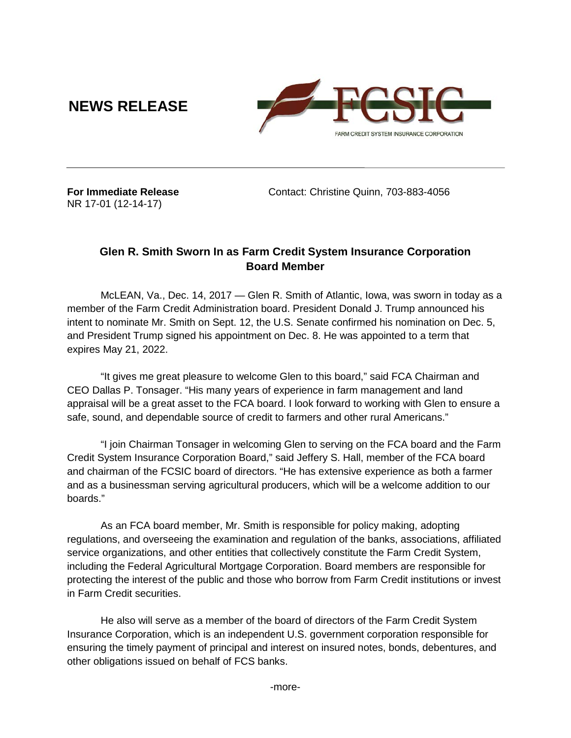**NEWS RELEASE**

FCSIC

FARM CREDIT SYSTEM INSURANCE CORPORATION

**For Immediate Release**
NR 17-01 (12-14-17)

Contact: Christine Quinn, 703-883-4056

## Glen R. Smith Sworn In as Farm Credit System Insurance Corporation Board Member

McLEAN, Va., Dec. 14, 2017 — Glen R. Smith of Atlantic, Iowa, was sworn in today as a member of the Farm Credit Administration board. President Donald J. Trump announced his intent to nominate Mr. Smith on Sept. 12, the U.S. Senate confirmed his nomination on Dec. 5, and President Trump signed his appointment on Dec. 8. He was appointed to a term that expires May 21, 2022.

"It gives me great pleasure to welcome Glen to this board," said FCA Chairman and CEO Dallas P. Tonsager. "His many years of experience in farm management and land appraisal will be a great asset to the FCA board. I look forward to working with Glen to ensure a safe, sound, and dependable source of credit to farmers and other rural Americans."

"I join Chairman Tonsager in welcoming Glen to serving on the FCA board and the Farm Credit System Insurance Corporation Board," said Jeffery S. Hall, member of the FCA board and chairman of the FCSIC board of directors. "He has extensive experience as both a farmer and as a businessman serving agricultural producers, which will be a welcome addition to our boards."

As an FCA board member, Mr. Smith is responsible for policy making, adopting regulations, and overseeing the examination and regulation of the banks, associations, affiliated service organizations, and other entities that collectively constitute the Farm Credit System, including the Federal Agricultural Mortgage Corporation. Board members are responsible for protecting the interest of the public and those who borrow from Farm Credit institutions or invest in Farm Credit securities.

He also will serve as a member of the board of directors of the Farm Credit System Insurance Corporation, which is an independent U.S. government corporation responsible for ensuring the timely payment of principal and interest on insured notes, bonds, debentures, and other obligations issued on behalf of FCS banks.

-more-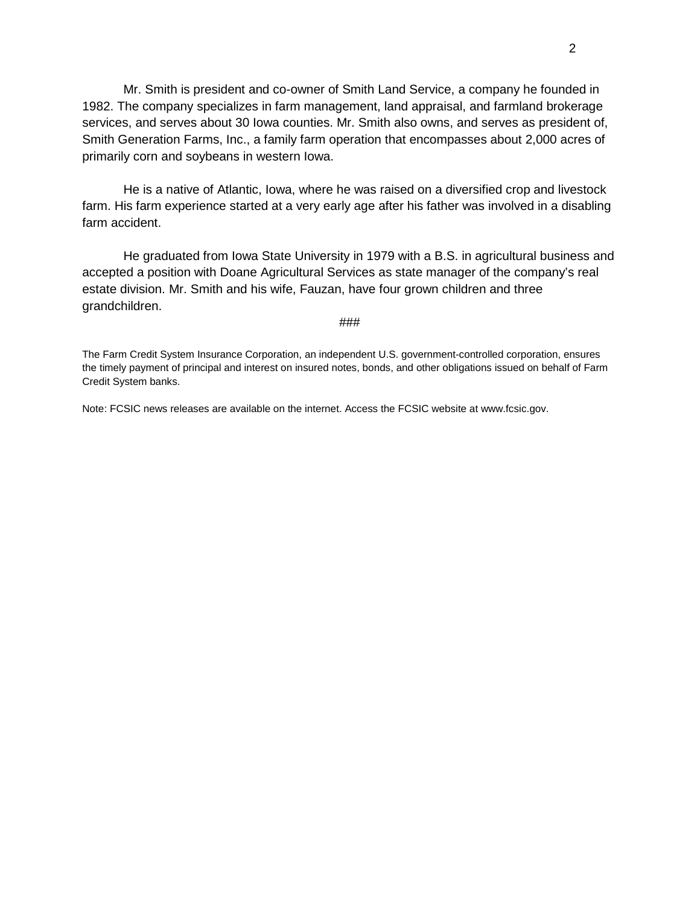Mr. Smith is president and co-owner of Smith Land Service, a company he founded in 1982. The company specializes in farm management, land appraisal, and farmland brokerage services, and serves about 30 Iowa counties. Mr. Smith also owns, and serves as president of, Smith Generation Farms, Inc., a family farm operation that encompasses about 2,000 acres of primarily corn and soybeans in western Iowa.

He is a native of Atlantic, Iowa, where he was raised on a diversified crop and livestock farm. His farm experience started at a very early age after his father was involved in a disabling farm accident.

He graduated from Iowa State University in 1979 with a B.S. in agricultural business and accepted a position with Doane Agricultural Services as state manager of the company's real estate division. Mr. Smith and his wife, Fauzan, have four grown children and three grandchildren.

###

The Farm Credit System Insurance Corporation, an independent U.S. government-controlled corporation, ensures the timely payment of principal and interest on insured notes, bonds, and other obligations issued on behalf of Farm Credit System banks.

Note: FCSIC news releases are available on the internet. Access the FCSIC website at www.fcsic.gov.